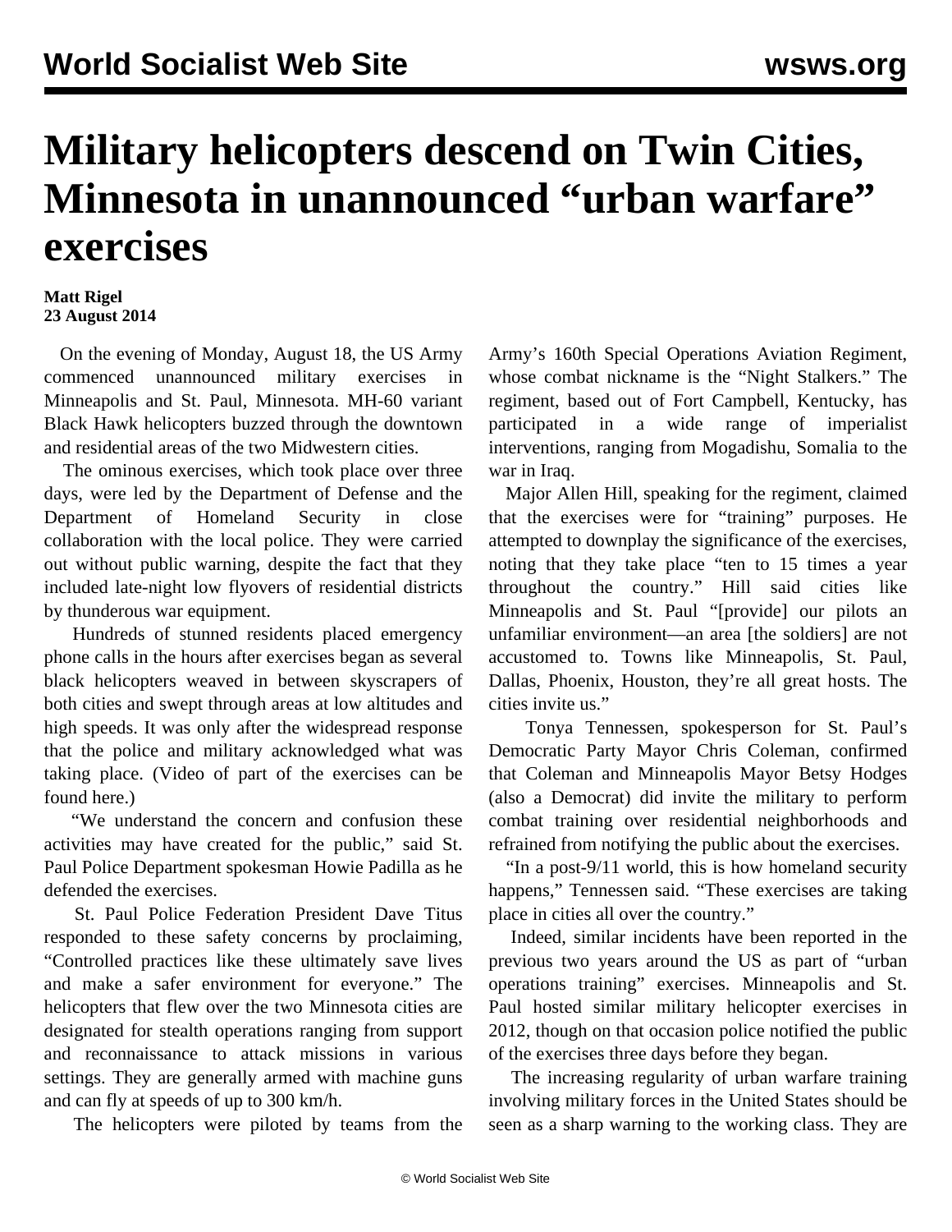# Military helicopters descend on Twin Cities, Minnesota in unannounced "urban warfare" exercises

**Matt Rigel**
**23 August 2014**

On the evening of Monday, August 18, the US Army commenced unannounced military exercises in Minneapolis and St. Paul, Minnesota. MH-60 variant Black Hawk helicopters buzzed through the downtown and residential areas of the two Midwestern cities.

The ominous exercises, which took place over three days, were led by the Department of Defense and the Department of Homeland Security in close collaboration with the local police. They were carried out without public warning, despite the fact that they included late-night low flyovers of residential districts by thunderous war equipment.

Hundreds of stunned residents placed emergency phone calls in the hours after exercises began as several black helicopters weaved in between skyscrapers of both cities and swept through areas at low altitudes and high speeds. It was only after the widespread response that the police and military acknowledged what was taking place. (Video of part of the exercises can be found here.)

"We understand the concern and confusion these activities may have created for the public," said St. Paul Police Department spokesman Howie Padilla as he defended the exercises.

St. Paul Police Federation President Dave Titus responded to these safety concerns by proclaiming, "Controlled practices like these ultimately save lives and make a safer environment for everyone." The helicopters that flew over the two Minnesota cities are designated for stealth operations ranging from support and reconnaissance to attack missions in various settings. They are generally armed with machine guns and can fly at speeds of up to 300 km/h.

The helicopters were piloted by teams from the Army's 160th Special Operations Aviation Regiment, whose combat nickname is the "Night Stalkers." The regiment, based out of Fort Campbell, Kentucky, has participated in a wide range of imperialist interventions, ranging from Mogadishu, Somalia to the war in Iraq.

Major Allen Hill, speaking for the regiment, claimed that the exercises were for "training" purposes. He attempted to downplay the significance of the exercises, noting that they take place "ten to 15 times a year throughout the country." Hill said cities like Minneapolis and St. Paul "[provide] our pilots an unfamiliar environment—an area [the soldiers] are not accustomed to. Towns like Minneapolis, St. Paul, Dallas, Phoenix, Houston, they're all great hosts. The cities invite us."

Tonya Tennessen, spokesperson for St. Paul's Democratic Party Mayor Chris Coleman, confirmed that Coleman and Minneapolis Mayor Betsy Hodges (also a Democrat) did invite the military to perform combat training over residential neighborhoods and refrained from notifying the public about the exercises.

"In a post-9/11 world, this is how homeland security happens," Tennessen said. "These exercises are taking place in cities all over the country."

Indeed, similar incidents have been reported in the previous two years around the US as part of "urban operations training" exercises. Minneapolis and St. Paul hosted similar military helicopter exercises in 2012, though on that occasion police notified the public of the exercises three days before they began.

The increasing regularity of urban warfare training involving military forces in the United States should be seen as a sharp warning to the working class. They are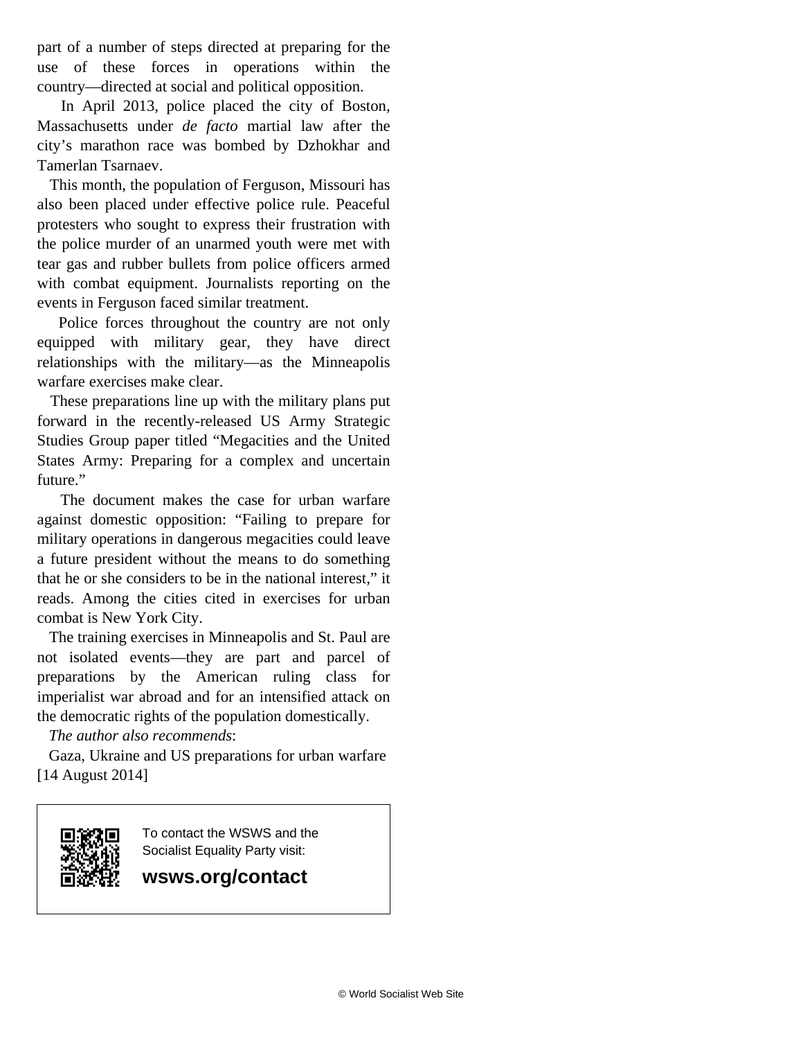part of a number of steps directed at preparing for the use of these forces in operations within the country—directed at social and political opposition.

In April 2013, police placed the city of Boston, Massachusetts under *de facto* martial law after the city's marathon race was bombed by Dzhokhar and Tamerlan Tsarnaev.

This month, the population of Ferguson, Missouri has also been placed under effective police rule. Peaceful protesters who sought to express their frustration with the police murder of an unarmed youth were met with tear gas and rubber bullets from police officers armed with combat equipment. Journalists reporting on the events in Ferguson faced similar treatment.

Police forces throughout the country are not only equipped with military gear, they have direct relationships with the military—as the Minneapolis warfare exercises make clear.

These preparations line up with the military plans put forward in the recently-released US Army Strategic Studies Group paper titled "Megacities and the United States Army: Preparing for a complex and uncertain future."

The document makes the case for urban warfare against domestic opposition: "Failing to prepare for military operations in dangerous megacities could leave a future president without the means to do something that he or she considers to be in the national interest," it reads. Among the cities cited in exercises for urban combat is New York City.

The training exercises in Minneapolis and St. Paul are not isolated events—they are part and parcel of preparations by the American ruling class for imperialist war abroad and for an intensified attack on the democratic rights of the population domestically.

*The author also recommends*:

Gaza, Ukraine and US preparations for urban warfare [14 August 2014]

To contact the WSWS and the Socialist Equality Party visit:

**wsws.org/contact**